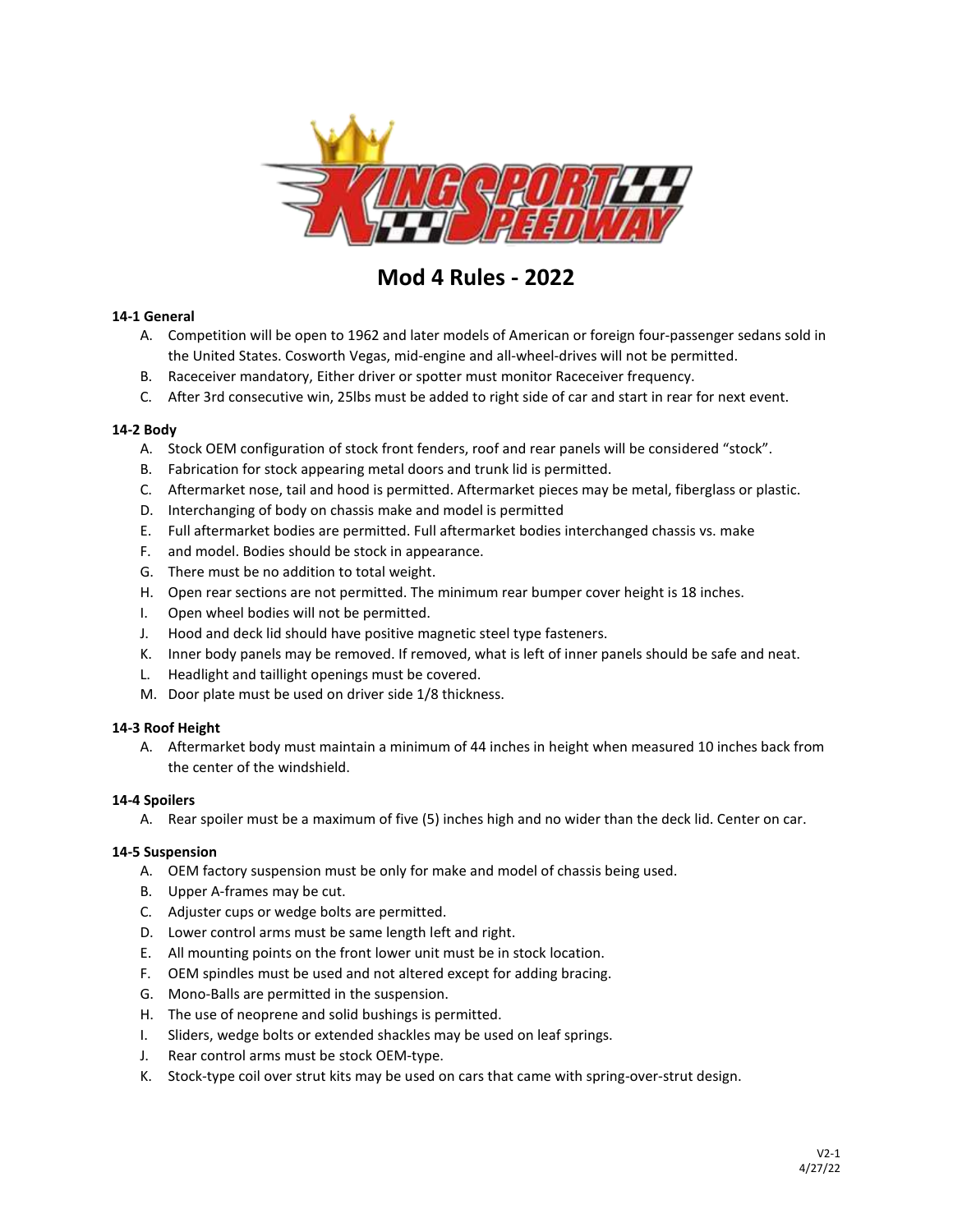# Mod 4 Rules - 2022

**14-1 General**

A. Competition will be open to 1962 and later models of American or foreign four-passenger sedans sold in the United States. Cosworth Vegas, mid-engine and all-wheel-drives will not be permitted.
B. Raceceiver mandatory, Either driver or spotter must monitor Raceceiver frequency.
C. After 3rd consecutive win, 25lbs must be added to right side of car and start in rear for next event.

**14-2 Body**

A. Stock OEM configuration of stock front fenders, roof and rear panels will be considered "stock".
B. Fabrication for stock appearing metal doors and trunk lid is permitted.
C. Aftermarket nose, tail and hood is permitted. Aftermarket pieces may be metal, fiberglass or plastic.
D. Interchanging of body on chassis make and model is permitted
E. Full aftermarket bodies are permitted. Full aftermarket bodies interchanged chassis vs. make
F. and model. Bodies should be stock in appearance.
G. There must be no addition to total weight.
H. Open rear sections are not permitted. The minimum rear bumper cover height is 18 inches.
I. Open wheel bodies will not be permitted.
J. Hood and deck lid should have positive magnetic steel type fasteners.
K. Inner body panels may be removed. If removed, what is left of inner panels should be safe and neat.
L. Headlight and taillight openings must be covered.
M. Door plate must be used on driver side 1/8 thickness.

**14-3 Roof Height**

A. Aftermarket body must maintain a minimum of 44 inches in height when measured 10 inches back from the center of the windshield.

**14-4 Spoilers**

A. Rear spoiler must be a maximum of five (5) inches high and no wider than the deck lid. Center on car.

**14-5 Suspension**

A. OEM factory suspension must be only for make and model of chassis being used.
B. Upper A-frames may be cut.
C. Adjuster cups or wedge bolts are permitted.
D. Lower control arms must be same length left and right.
E. All mounting points on the front lower unit must be in stock location.
F. OEM spindles must be used and not altered except for adding bracing.
G. Mono-Balls are permitted in the suspension.
H. The use of neoprene and solid bushings is permitted.
I. Sliders, wedge bolts or extended shackles may be used on leaf springs.
J. Rear control arms must be stock OEM-type.
K. Stock-type coil over strut kits may be used on cars that came with spring-over-strut design.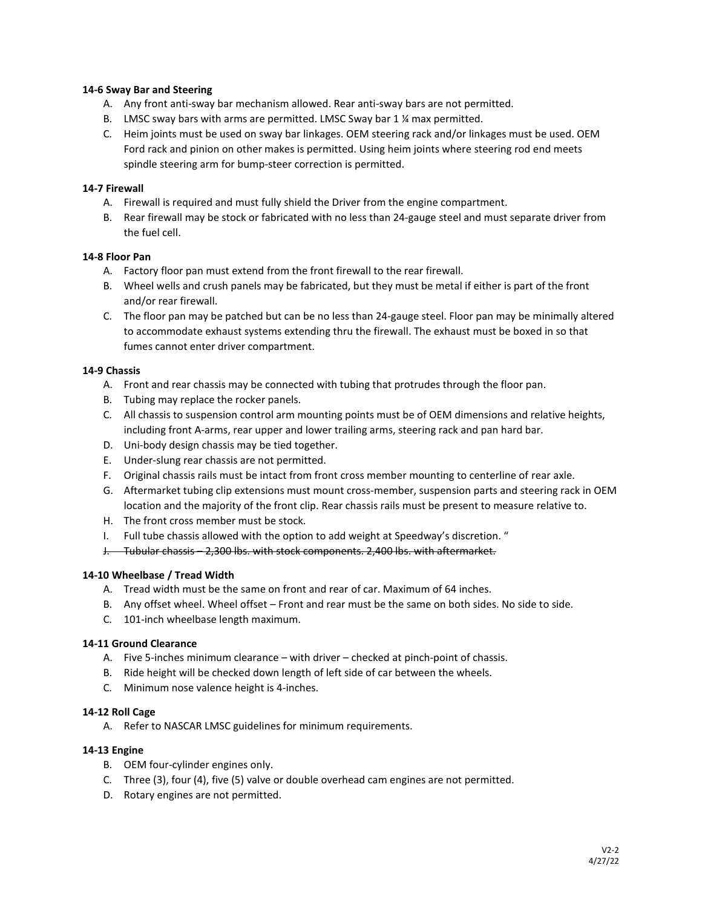**14-6 Sway Bar and Steering**

A. Any front anti-sway bar mechanism allowed. Rear anti-sway bars are not permitted.
B. LMSC sway bars with arms are permitted. LMSC Sway bar 1 ¼ max permitted.
C. Heim joints must be used on sway bar linkages. OEM steering rack and/or linkages must be used. OEM Ford rack and pinion on other makes is permitted. Using heim joints where steering rod end meets spindle steering arm for bump-steer correction is permitted.

**14-7 Firewall**

A. Firewall is required and must fully shield the Driver from the engine compartment.
B. Rear firewall may be stock or fabricated with no less than 24-gauge steel and must separate driver from the fuel cell.

**14-8 Floor Pan**

A. Factory floor pan must extend from the front firewall to the rear firewall.
B. Wheel wells and crush panels may be fabricated, but they must be metal if either is part of the front and/or rear firewall.
C. The floor pan may be patched but can be no less than 24-gauge steel. Floor pan may be minimally altered to accommodate exhaust systems extending thru the firewall. The exhaust must be boxed in so that fumes cannot enter driver compartment.

**14-9 Chassis**

A. Front and rear chassis may be connected with tubing that protrudes through the floor pan.
B. Tubing may replace the rocker panels.
C. All chassis to suspension control arm mounting points must be of OEM dimensions and relative heights, including front A-arms, rear upper and lower trailing arms, steering rack and pan hard bar.
D. Uni-body design chassis may be tied together.
E. Under-slung rear chassis are not permitted.
F. Original chassis rails must be intact from front cross member mounting to centerline of rear axle.
G. Aftermarket tubing clip extensions must mount cross-member, suspension parts and steering rack in OEM location and the majority of the front clip. Rear chassis rails must be present to measure relative to.
H. The front cross member must be stock.
I. Full tube chassis allowed with the option to add weight at Speedway's discretion. "
J. ~~Tubular chassis – 2,300 lbs. with stock components. 2,400 lbs. with aftermarket.~~

**14-10 Wheelbase / Tread Width**

A. Tread width must be the same on front and rear of car. Maximum of 64 inches.
B. Any offset wheel. Wheel offset – Front and rear must be the same on both sides. No side to side.
C. 101-inch wheelbase length maximum.

**14-11 Ground Clearance**

A. Five 5-inches minimum clearance – with driver – checked at pinch-point of chassis.
B. Ride height will be checked down length of left side of car between the wheels.
C. Minimum nose valence height is 4-inches.

**14-12 Roll Cage**

A. Refer to NASCAR LMSC guidelines for minimum requirements.

**14-13 Engine**

B. OEM four-cylinder engines only.
C. Three (3), four (4), five (5) valve or double overhead cam engines are not permitted.
D. Rotary engines are not permitted.

V2-2
4/27/22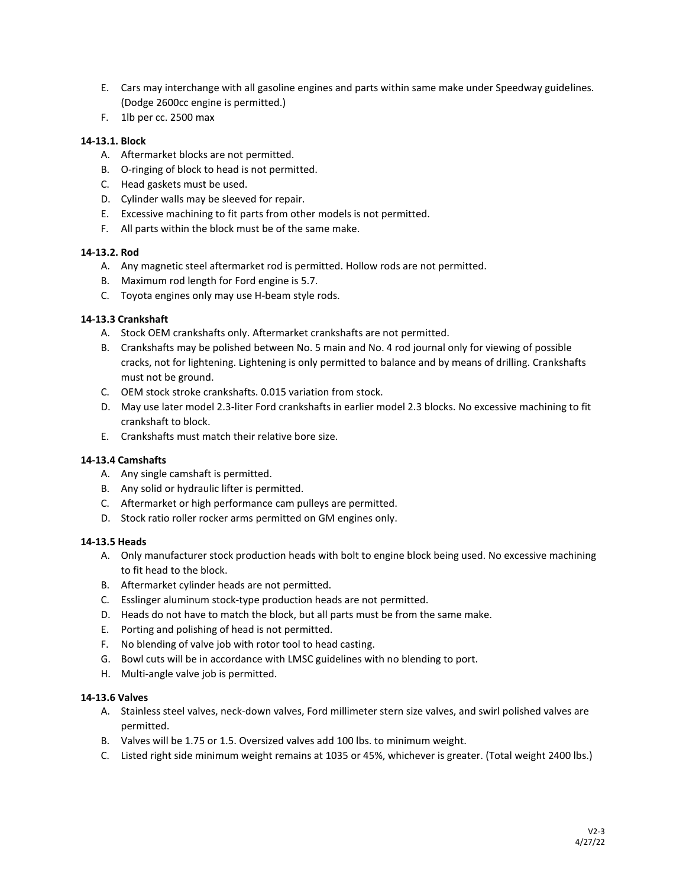E. Cars may interchange with all gasoline engines and parts within same make under Speedway guidelines. (Dodge 2600cc engine is permitted.)
F. 1lb per cc. 2500 max

**14-13.1. Block**

A. Aftermarket blocks are not permitted.
B. O-ringing of block to head is not permitted.
C. Head gaskets must be used.
D. Cylinder walls may be sleeved for repair.
E. Excessive machining to fit parts from other models is not permitted.
F. All parts within the block must be of the same make.

**14-13.2. Rod**

A. Any magnetic steel aftermarket rod is permitted. Hollow rods are not permitted.
B. Maximum rod length for Ford engine is 5.7.
C. Toyota engines only may use H-beam style rods.

**14-13.3 Crankshaft**

A. Stock OEM crankshafts only. Aftermarket crankshafts are not permitted.
B. Crankshafts may be polished between No. 5 main and No. 4 rod journal only for viewing of possible cracks, not for lightening. Lightening is only permitted to balance and by means of drilling. Crankshafts must not be ground.
C. OEM stock stroke crankshafts. 0.015 variation from stock.
D. May use later model 2.3-liter Ford crankshafts in earlier model 2.3 blocks. No excessive machining to fit crankshaft to block.
E. Crankshafts must match their relative bore size.

**14-13.4 Camshafts**

A. Any single camshaft is permitted.
B. Any solid or hydraulic lifter is permitted.
C. Aftermarket or high performance cam pulleys are permitted.
D. Stock ratio roller rocker arms permitted on GM engines only.

**14-13.5 Heads**

A. Only manufacturer stock production heads with bolt to engine block being used. No excessive machining to fit head to the block.
B. Aftermarket cylinder heads are not permitted.
C. Esslinger aluminum stock-type production heads are not permitted.
D. Heads do not have to match the block, but all parts must be from the same make.
E. Porting and polishing of head is not permitted.
F. No blending of valve job with rotor tool to head casting.
G. Bowl cuts will be in accordance with LMSC guidelines with no blending to port.
H. Multi-angle valve job is permitted.

**14-13.6 Valves**

A. Stainless steel valves, neck-down valves, Ford millimeter stern size valves, and swirl polished valves are permitted.
B. Valves will be 1.75 or 1.5. Oversized valves add 100 lbs. to minimum weight.
C. Listed right side minimum weight remains at 1035 or 45%, whichever is greater. (Total weight 2400 lbs.)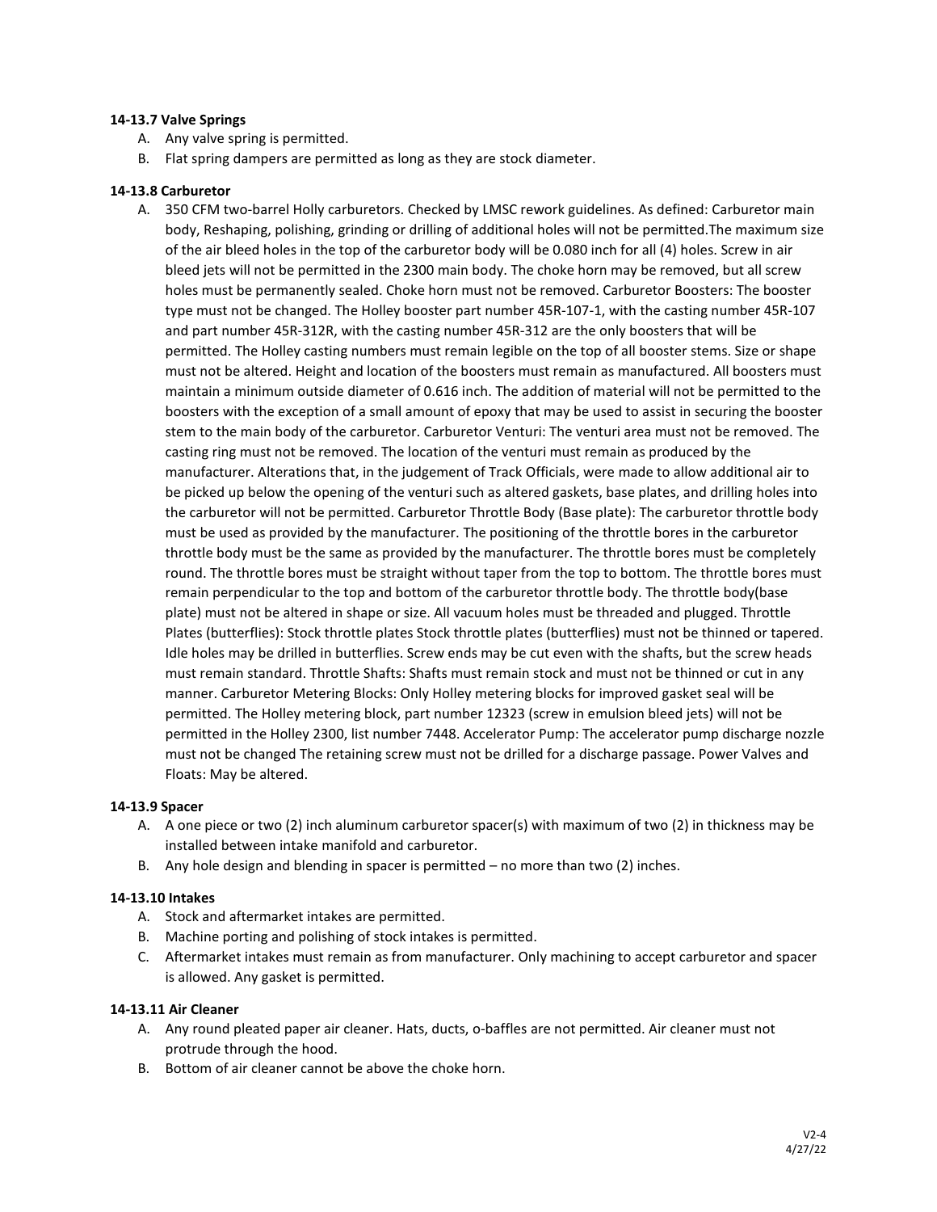**14-13.7 Valve Springs**

A. Any valve spring is permitted.
B. Flat spring dampers are permitted as long as they are stock diameter.

**14-13.8 Carburetor**

A. 350 CFM two-barrel Holly carburetors. Checked by LMSC rework guidelines. As defined: Carburetor main body, Reshaping, polishing, grinding or drilling of additional holes will not be permitted.The maximum size of the air bleed holes in the top of the carburetor body will be 0.080 inch for all (4) holes. Screw in air bleed jets will not be permitted in the 2300 main body. The choke horn may be removed, but all screw holes must be permanently sealed. Choke horn must not be removed. Carburetor Boosters: The booster type must not be changed. The Holley booster part number 45R-107-1, with the casting number 45R-107 and part number 45R-312R, with the casting number 45R-312 are the only boosters that will be permitted. The Holley casting numbers must remain legible on the top of all booster stems. Size or shape must not be altered. Height and location of the boosters must remain as manufactured. All boosters must maintain a minimum outside diameter of 0.616 inch. The addition of material will not be permitted to the boosters with the exception of a small amount of epoxy that may be used to assist in securing the booster stem to the main body of the carburetor. Carburetor Venturi: The venturi area must not be removed. The casting ring must not be removed. The location of the venturi must remain as produced by the manufacturer. Alterations that, in the judgement of Track Officials, were made to allow additional air to be picked up below the opening of the venturi such as altered gaskets, base plates, and drilling holes into the carburetor will not be permitted. Carburetor Throttle Body (Base plate): The carburetor throttle body must be used as provided by the manufacturer. The positioning of the throttle bores in the carburetor throttle body must be the same as provided by the manufacturer. The throttle bores must be completely round. The throttle bores must be straight without taper from the top to bottom. The throttle bores must remain perpendicular to the top and bottom of the carburetor throttle body. The throttle body(base plate) must not be altered in shape or size. All vacuum holes must be threaded and plugged. Throttle Plates (butterflies): Stock throttle plates Stock throttle plates (butterflies) must not be thinned or tapered. Idle holes may be drilled in butterflies. Screw ends may be cut even with the shafts, but the screw heads must remain standard. Throttle Shafts: Shafts must remain stock and must not be thinned or cut in any manner. Carburetor Metering Blocks: Only Holley metering blocks for improved gasket seal will be permitted. The Holley metering block, part number 12323 (screw in emulsion bleed jets) will not be permitted in the Holley 2300, list number 7448. Accelerator Pump: The accelerator pump discharge nozzle must not be changed The retaining screw must not be drilled for a discharge passage. Power Valves and Floats: May be altered.

**14-13.9 Spacer**

A. A one piece or two (2) inch aluminum carburetor spacer(s) with maximum of two (2) in thickness may be installed between intake manifold and carburetor.
B. Any hole design and blending in spacer is permitted – no more than two (2) inches.

**14-13.10 Intakes**

A. Stock and aftermarket intakes are permitted.
B. Machine porting and polishing of stock intakes is permitted.
C. Aftermarket intakes must remain as from manufacturer. Only machining to accept carburetor and spacer is allowed. Any gasket is permitted.

**14-13.11 Air Cleaner**

A. Any round pleated paper air cleaner. Hats, ducts, o-baffles are not permitted. Air cleaner must not protrude through the hood.
B. Bottom of air cleaner cannot be above the choke horn.

V2-4
4/27/22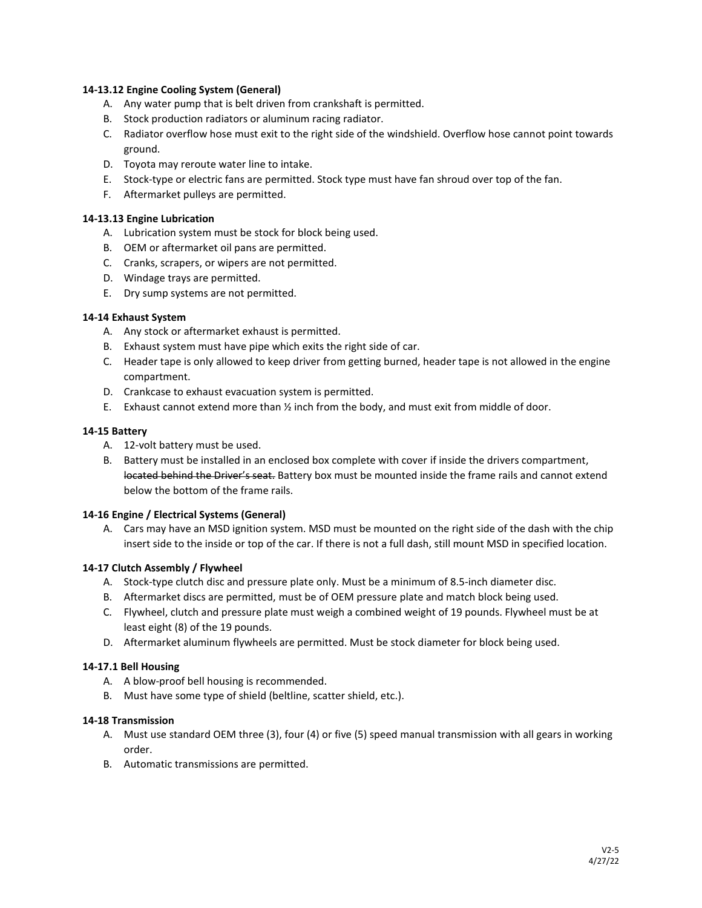**14-13.12 Engine Cooling System (General)**

A. Any water pump that is belt driven from crankshaft is permitted.
B. Stock production radiators or aluminum racing radiator.
C. Radiator overflow hose must exit to the right side of the windshield. Overflow hose cannot point towards ground.
D. Toyota may reroute water line to intake.
E. Stock-type or electric fans are permitted. Stock type must have fan shroud over top of the fan.
F. Aftermarket pulleys are permitted.

**14-13.13 Engine Lubrication**

A. Lubrication system must be stock for block being used.
B. OEM or aftermarket oil pans are permitted.
C. Cranks, scrapers, or wipers are not permitted.
D. Windage trays are permitted.
E. Dry sump systems are not permitted.

**14-14 Exhaust System**

A. Any stock or aftermarket exhaust is permitted.
B. Exhaust system must have pipe which exits the right side of car.
C. Header tape is only allowed to keep driver from getting burned, header tape is not allowed in the engine compartment.
D. Crankcase to exhaust evacuation system is permitted.
E. Exhaust cannot extend more than ½ inch from the body, and must exit from middle of door.

**14-15 Battery**

A. 12-volt battery must be used.
B. Battery must be installed in an enclosed box complete with cover if inside the drivers compartment, ~~located behind the Driver's seat.~~ Battery box must be mounted inside the frame rails and cannot extend below the bottom of the frame rails.

**14-16 Engine / Electrical Systems (General)**

A. Cars may have an MSD ignition system. MSD must be mounted on the right side of the dash with the chip insert side to the inside or top of the car. If there is not a full dash, still mount MSD in specified location.

**14-17 Clutch Assembly / Flywheel**

A. Stock-type clutch disc and pressure plate only. Must be a minimum of 8.5-inch diameter disc.
B. Aftermarket discs are permitted, must be of OEM pressure plate and match block being used.
C. Flywheel, clutch and pressure plate must weigh a combined weight of 19 pounds. Flywheel must be at least eight (8) of the 19 pounds.
D. Aftermarket aluminum flywheels are permitted. Must be stock diameter for block being used.

**14-17.1 Bell Housing**

A. A blow-proof bell housing is recommended.
B. Must have some type of shield (beltline, scatter shield, etc.).

**14-18 Transmission**

A. Must use standard OEM three (3), four (4) or five (5) speed manual transmission with all gears in working order.
B. Automatic transmissions are permitted.

V2-5
4/27/22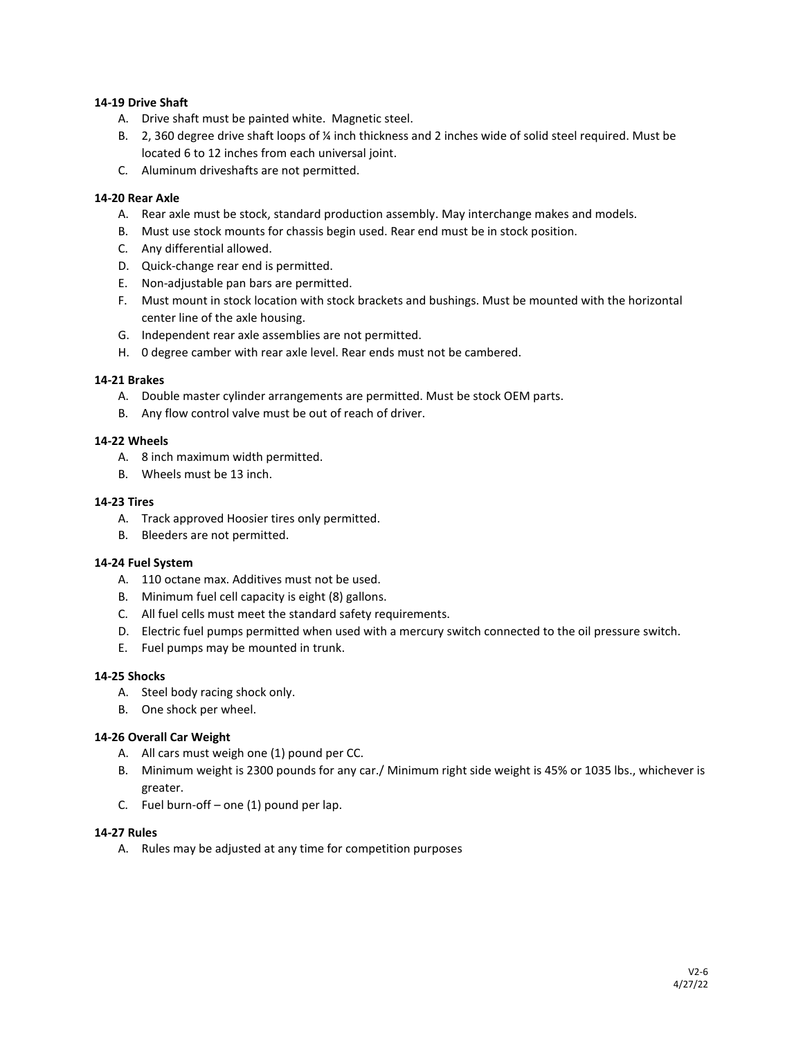**14-19 Drive Shaft**

A. Drive shaft must be painted white. Magnetic steel.
B. 2, 360 degree drive shaft loops of ¼ inch thickness and 2 inches wide of solid steel required. Must be located 6 to 12 inches from each universal joint.
C. Aluminum driveshafts are not permitted.

**14-20 Rear Axle**

A. Rear axle must be stock, standard production assembly. May interchange makes and models.
B. Must use stock mounts for chassis begin used. Rear end must be in stock position.
C. Any differential allowed.
D. Quick-change rear end is permitted.
E. Non-adjustable pan bars are permitted.
F. Must mount in stock location with stock brackets and bushings. Must be mounted with the horizontal center line of the axle housing.
G. Independent rear axle assemblies are not permitted.
H. 0 degree camber with rear axle level. Rear ends must not be cambered.

**14-21 Brakes**

A. Double master cylinder arrangements are permitted. Must be stock OEM parts.
B. Any flow control valve must be out of reach of driver.

**14-22 Wheels**

A. 8 inch maximum width permitted.
B. Wheels must be 13 inch.

**14-23 Tires**

A. Track approved Hoosier tires only permitted.
B. Bleeders are not permitted.

**14-24 Fuel System**

A. 110 octane max. Additives must not be used.
B. Minimum fuel cell capacity is eight (8) gallons.
C. All fuel cells must meet the standard safety requirements.
D. Electric fuel pumps permitted when used with a mercury switch connected to the oil pressure switch.
E. Fuel pumps may be mounted in trunk.

**14-25 Shocks**

A. Steel body racing shock only.
B. One shock per wheel.

**14-26 Overall Car Weight**

A. All cars must weigh one (1) pound per CC.
B. Minimum weight is 2300 pounds for any car./ Minimum right side weight is 45% or 1035 lbs., whichever is greater.
C. Fuel burn-off – one (1) pound per lap.

**14-27 Rules**

A. Rules may be adjusted at any time for competition purposes